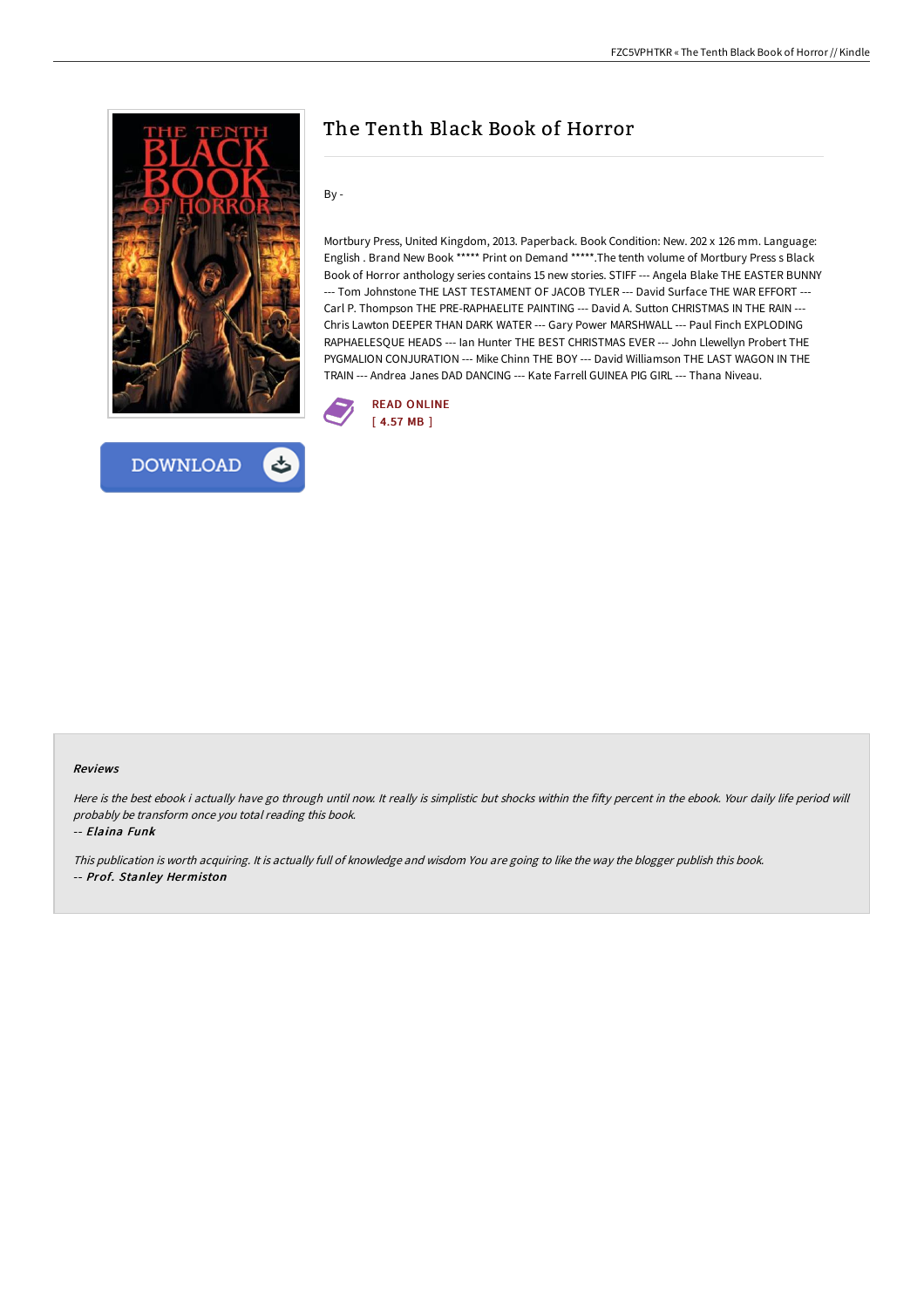# The Tenth Black Book of Horror

By -

Mortbury Press, United Kingdom, 2013. Paperback. Book Condition: New. 202 x 126 mm. Language: English . Brand New Book ***** Print on Demand *****.The tenth volume of Mortbury Press s Black Book of Horror anthology series contains 15 new stories. STIFF --- Angela Blake THE EASTER BUNNY --- Tom Johnstone THE LAST TESTAMENT OF JACOB TYLER --- David Surface THE WAR EFFORT --- Carl P. Thompson THE PRE-RAPHAELITE PAINTING --- David A. Sutton CHRISTMAS IN THE RAIN --- Chris Lawton DEEPER THAN DARK WATER --- Gary Power MARSHWALL --- Paul Finch EXPLODING RAPHAELESQUE HEADS --- Ian Hunter THE BEST CHRISTMAS EVER --- John Llewellyn Probert THE PYGMALION CONJURATION --- Mike Chinn THE BOY --- David Williamson THE LAST WAGON IN THE TRAIN --- Andrea Janes DAD DANCING --- Kate Farrell GUINEA PIG GIRL --- Thana Niveau.

READ ONLINE
[ 4.57 MB ]

DOWNLOAD

### Reviews

*Here is the best ebook i actually have go through until now. It really is simplistic but shocks within the fifty percent in the ebook. Your daily life period will probably be transform once you total reading this book.*

-- ***Elaina Funk***

*This publication is worth acquiring. It is actually full of knowledge and wisdom You are going to like the way the blogger publish this book.*

-- ***Prof. Stanley Hermiston***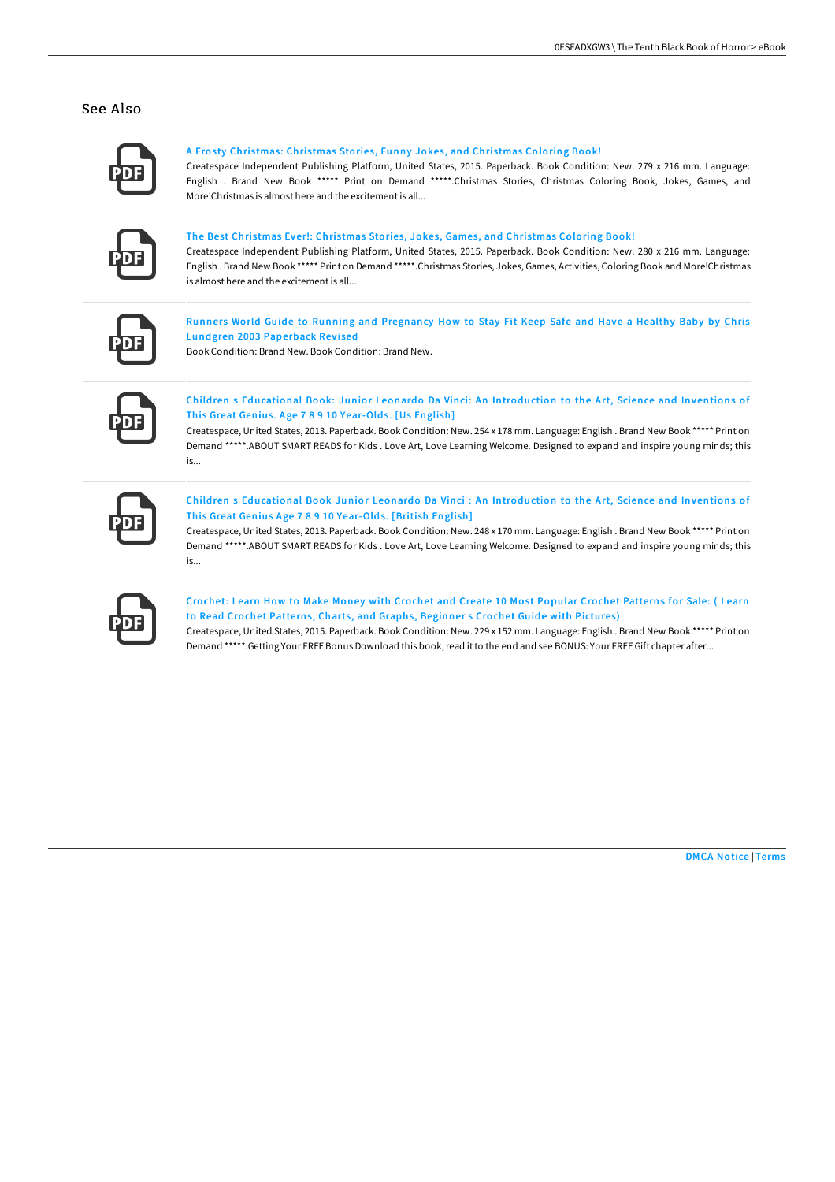## See Also

**A Frosty Christmas: Christmas Stories, Funny Jokes, and Christmas Coloring Book!**

Createspace Independent Publishing Platform, United States, 2015. Paperback. Book Condition: New. 279 x 216 mm. Language: English . Brand New Book ***** Print on Demand *****.Christmas Stories, Christmas Coloring Book, Jokes, Games, and More!Christmas is almost here and the excitement is all...

**The Best Christmas Ever!: Christmas Stories, Jokes, Games, and Christmas Coloring Book!**

Createspace Independent Publishing Platform, United States, 2015. Paperback. Book Condition: New. 280 x 216 mm. Language: English . Brand New Book ***** Print on Demand *****.Christmas Stories, Jokes, Games, Activities, Coloring Book and More!Christmas is almost here and the excitement is all...

**Runners World Guide to Running and Pregnancy How to Stay Fit Keep Safe and Have a Healthy Baby by Chris Lundgren 2003 Paperback Revised**

Book Condition: Brand New. Book Condition: Brand New.

**Children s Educational Book: Junior Leonardo Da Vinci: An Introduction to the Art, Science and Inventions of This Great Genius. Age 7 8 9 10 Year-Olds. [Us English]**

Createspace, United States, 2013. Paperback. Book Condition: New. 254 x 178 mm. Language: English . Brand New Book ***** Print on Demand *****.ABOUT SMART READS for Kids . Love Art, Love Learning Welcome. Designed to expand and inspire young minds; this is...

**Children s Educational Book Junior Leonardo Da Vinci : An Introduction to the Art, Science and Inventions of This Great Genius Age 7 8 9 10 Year-Olds. [British English]**

Createspace, United States, 2013. Paperback. Book Condition: New. 248 x 170 mm. Language: English . Brand New Book ***** Print on Demand *****.ABOUT SMART READS for Kids . Love Art, Love Learning Welcome. Designed to expand and inspire young minds; this is...

**Crochet: Learn How to Make Money with Crochet and Create 10 Most Popular Crochet Patterns for Sale: ( Learn to Read Crochet Patterns, Charts, and Graphs, Beginner s Crochet Guide with Pictures)**

Createspace, United States, 2015. Paperback. Book Condition: New. 229 x 152 mm. Language: English . Brand New Book ***** Print on Demand *****.Getting Your FREE Bonus Download this book, read it to the end and see BONUS: Your FREE Gift chapter after...